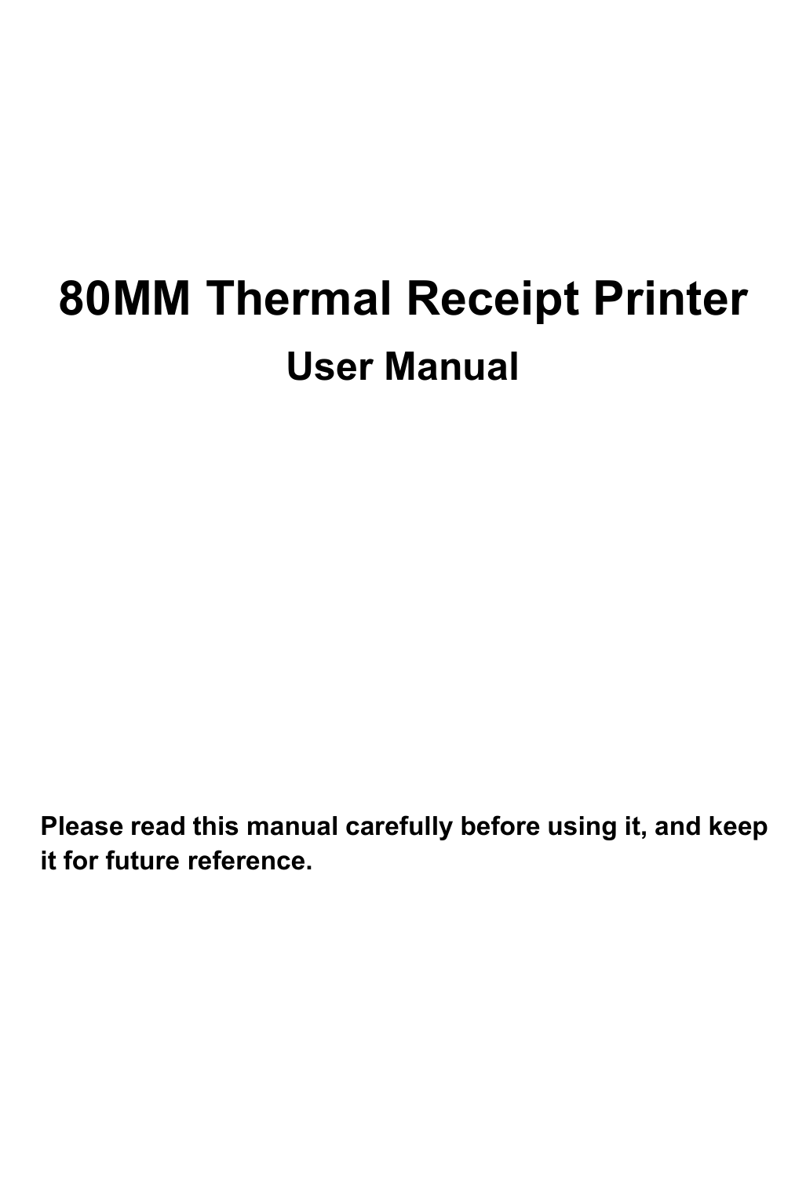# 80MM Thermal Receipt Printer

## User Manual

**Please read this manual carefully before using it, and keep it for future reference.**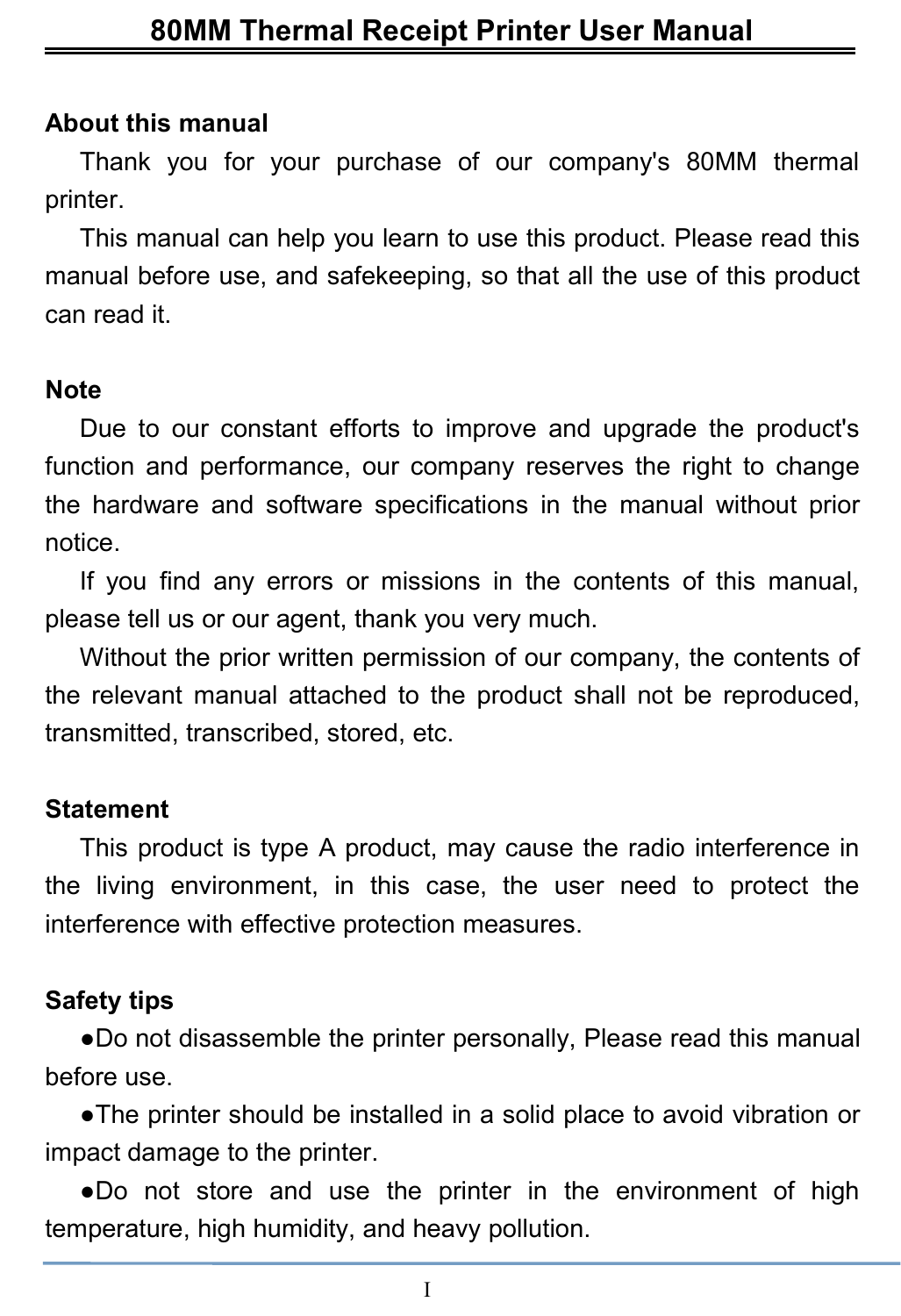## About this manual

Thank you for your purchase of our company's 80MM thermal printer.

This manual can help you learn to use this product. Please read this manual before use, and safekeeping, so that all the use of this product can read it.

## Note

Due to our constant efforts to improve and upgrade the product's function and performance, our company reserves the right to change the hardware and software specifications in the manual without prior notice.

If you find any errors or missions in the contents of this manual, please tell us or our agent, thank you very much.

Without the prior written permission of our company, the contents of the relevant manual attached to the product shall not be reproduced, transmitted, transcribed, stored, etc.

## Statement

This product is type A product, may cause the radio interference in the living environment, in this case, the user need to protect the interference with effective protection measures.

## Safety tips

●Do not disassemble the printer personally, Please read this manual before use.

●The printer should be installed in a solid place to avoid vibration or impact damage to the printer.

●Do not store and use the printer in the environment of high temperature, high humidity, and heavy pollution.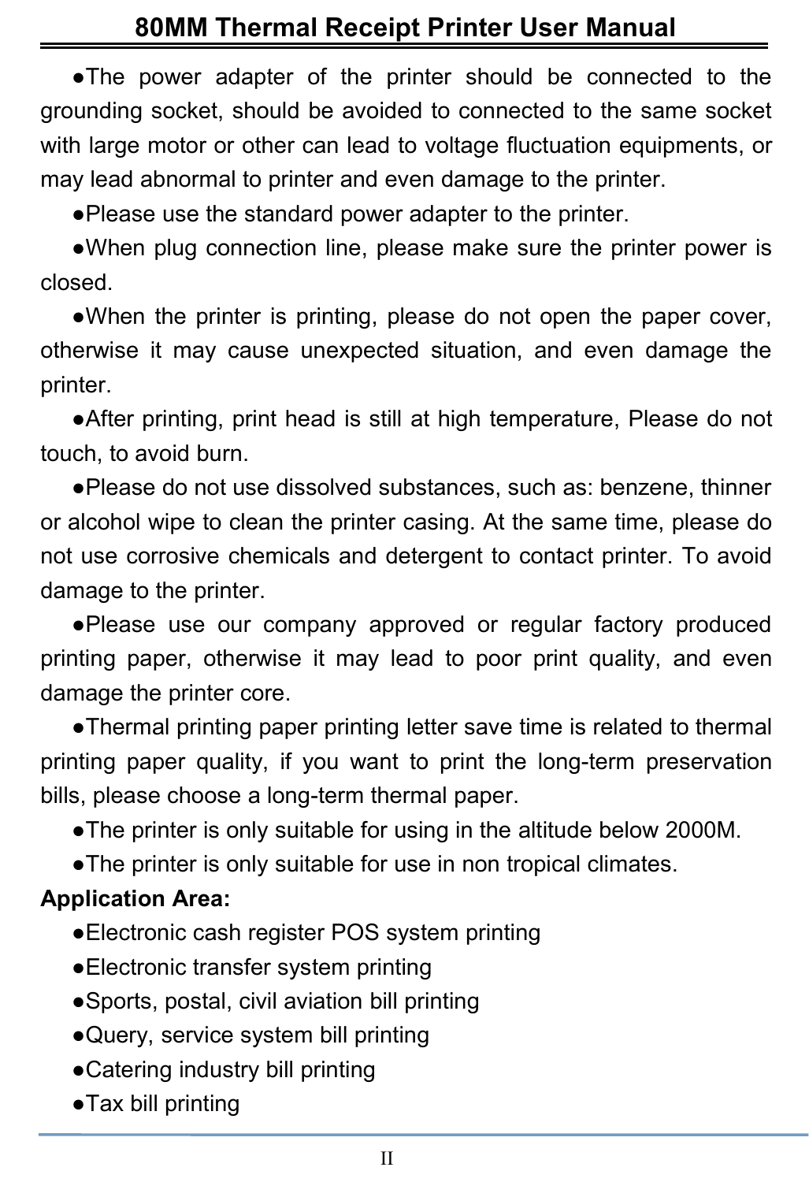●The power adapter of the printer should be connected to the grounding socket, should be avoided to connected to the same socket with large motor or other can lead to voltage fluctuation equipments, or may lead abnormal to printer and even damage to the printer.

●Please use the standard power adapter to the printer.

●When plug connection line, please make sure the printer power is closed.

●When the printer is printing, please do not open the paper cover, otherwise it may cause unexpected situation, and even damage the printer.

●After printing, print head is still at high temperature, Please do not touch, to avoid burn.

●Please do not use dissolved substances, such as: benzene, thinner or alcohol wipe to clean the printer casing. At the same time, please do not use corrosive chemicals and detergent to contact printer. To avoid damage to the printer.

●Please use our company approved or regular factory produced printing paper, otherwise it may lead to poor print quality, and even damage the printer core.

●Thermal printing paper printing letter save time is related to thermal printing paper quality, if you want to print the long-term preservation bills, please choose a long-term thermal paper.

●The printer is only suitable for using in the altitude below 2000M.

●The printer is only suitable for use in non tropical climates.

**Application Area:**

●Electronic cash register POS system printing

●Electronic transfer system printing

●Sports, postal, civil aviation bill printing

●Query, service system bill printing

●Catering industry bill printing

●Tax bill printing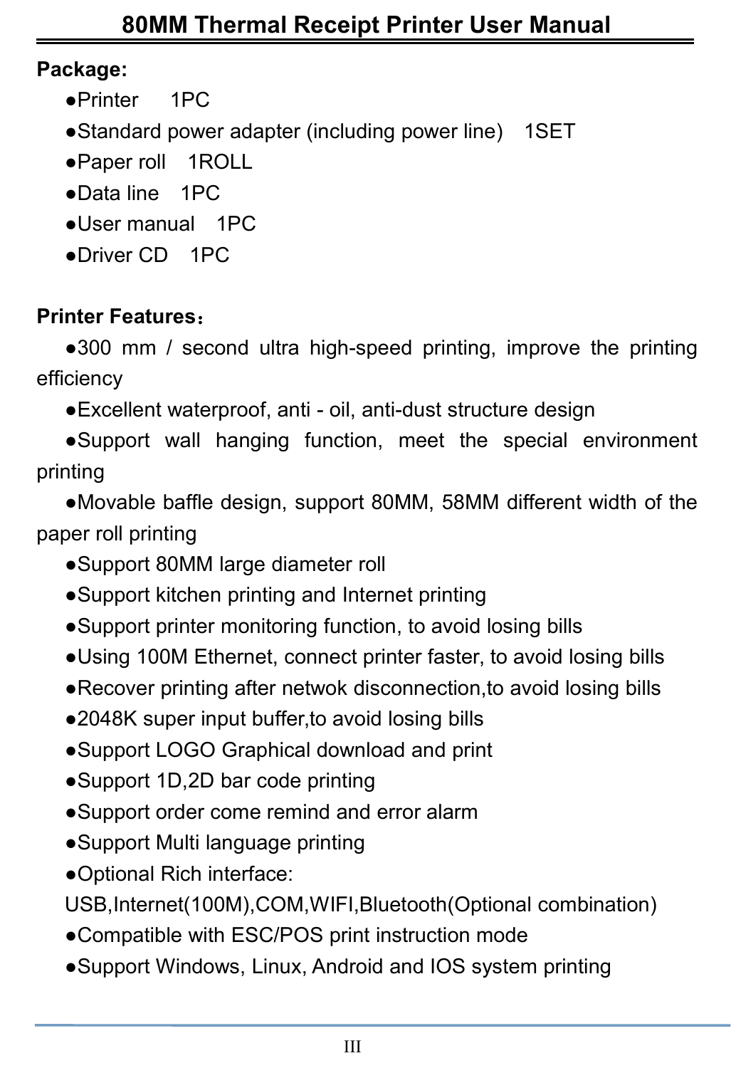**Package:**

- ●Printer 1PC
- ●Standard power adapter (including power line) 1SET
- ●Paper roll 1ROLL
- ●Data line 1PC
- ●User manual 1PC
- ●Driver CD 1PC

**Printer Features：**

- ●300 mm / second ultra high-speed printing, improve the printing efficiency
- ●Excellent waterproof, anti - oil, anti-dust structure design
- ●Support wall hanging function, meet the special environment printing
- ●Movable baffle design, support 80MM, 58MM different width of the paper roll printing
- ●Support 80MM large diameter roll
- ●Support kitchen printing and Internet printing
- ●Support printer monitoring function, to avoid losing bills
- ●Using 100M Ethernet, connect printer faster, to avoid losing bills
- ●Recover printing after netwok disconnection,to avoid losing bills
- ●2048K super input buffer,to avoid losing bills
- ●Support LOGO Graphical download and print
- ●Support 1D,2D bar code printing
- ●Support order come remind and error alarm
- ●Support Multi language printing
- ●Optional Rich interface:
  USB,Internet(100M),COM,WIFI,Bluetooth(Optional combination)
- ●Compatible with ESC/POS print instruction mode
- ●Support Windows, Linux, Android and IOS system printing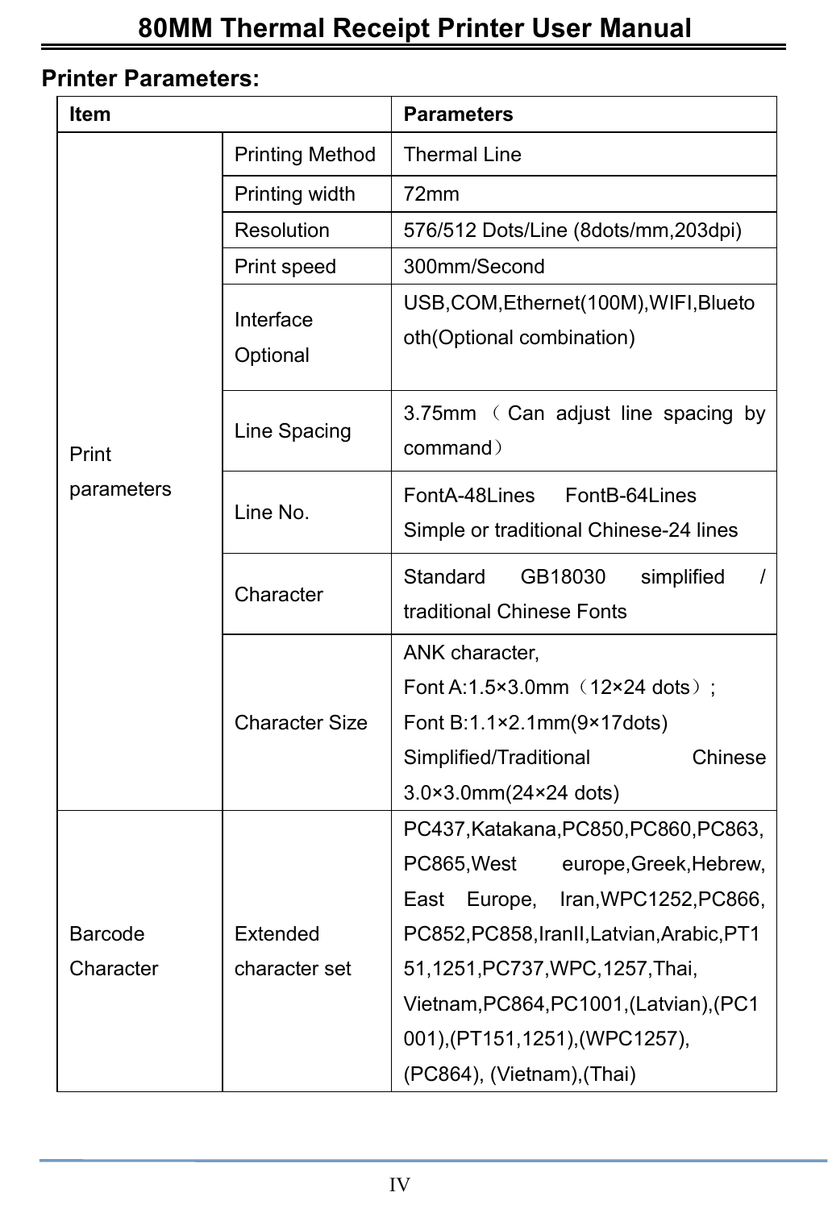## Printer Parameters:

| Item | | Parameters |
|---|---|---|
| Print parameters | Printing Method | Thermal Line |
| | Printing width | 72mm |
| | Resolution | 576/512 Dots/Line (8dots/mm,203dpi) |
| | Print speed | 300mm/Second |
| | Interface Optional | USB,COM,Ethernet(100M),WIFI,Bluetooth(Optional combination) |
| | Line Spacing | 3.75mm（Can adjust line spacing by command） |
| | Line No. | FontA-48Lines FontB-64Lines<br>Simple or traditional Chinese-24 lines |
| | Character | Standard GB18030 simplified / traditional Chinese Fonts |
| | Character Size | ANK character,<br>Font A:1.5×3.0mm（12×24 dots）;<br>Font B:1.1×2.1mm(9×17dots)<br>Simplified/Traditional Chinese 3.0×3.0mm(24×24 dots) |
| Barcode Character | Extended character set | PC437,Katakana,PC850,PC860,PC863,PC865,West europe,Greek,Hebrew,East Europe, Iran,WPC1252,PC866,PC852,PC858,IranII,Latvian,Arabic,PT151,1251,PC737,WPC,1257,Thai,Vietnam,PC864,PC1001,(Latvian),(PC1001),(PT151,1251),(WPC1257),(PC864), (Vietnam),(Thai) |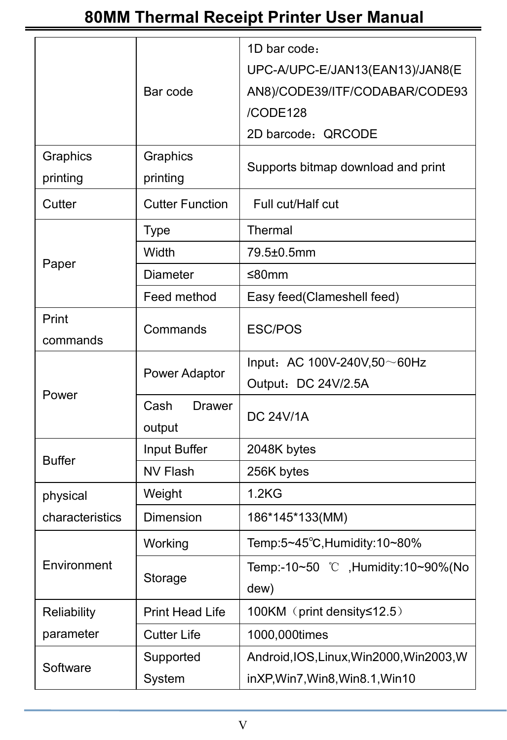| | | |
|---|---|---|
| | Bar code | 1D bar code：<br>UPC-A/UPC-E/JAN13(EAN13)/JAN8(EAN8)/CODE39/ITF/CODABAR/CODE93/CODE128<br>2D barcode：QRCODE |
| Graphics printing | Graphics printing | Supports bitmap download and print |
| Cutter | Cutter Function | Full cut/Half cut |
| Paper | Type | Thermal |
| | Width | 79.5±0.5mm |
| | Diameter | ≤80mm |
| | Feed method | Easy feed(Clameshell feed) |
| Print commands | Commands | ESC/POS |
| Power | Power Adaptor | Input：AC 100V-240V,50～60Hz<br>Output：DC 24V/2.5A |
| | Cash Drawer output | DC 24V/1A |
| Buffer | Input Buffer | 2048K bytes |
| | NV Flash | 256K bytes |
| physical characteristics | Weight | 1.2KG |
| | Dimension | 186*145*133(MM) |
| Environment | Working | Temp:5~45℃,Humidity:10~80% |
| | Storage | Temp:-10~50 ℃ ,Humidity:10~90%(No dew) |
| Reliability parameter | Print Head Life | 100KM（print density≤12.5） |
| | Cutter Life | 1000,000times |
| Software | Supported System | Android,IOS,Linux,Win2000,Win2003,WinXP,Win7,Win8,Win8.1,Win10 |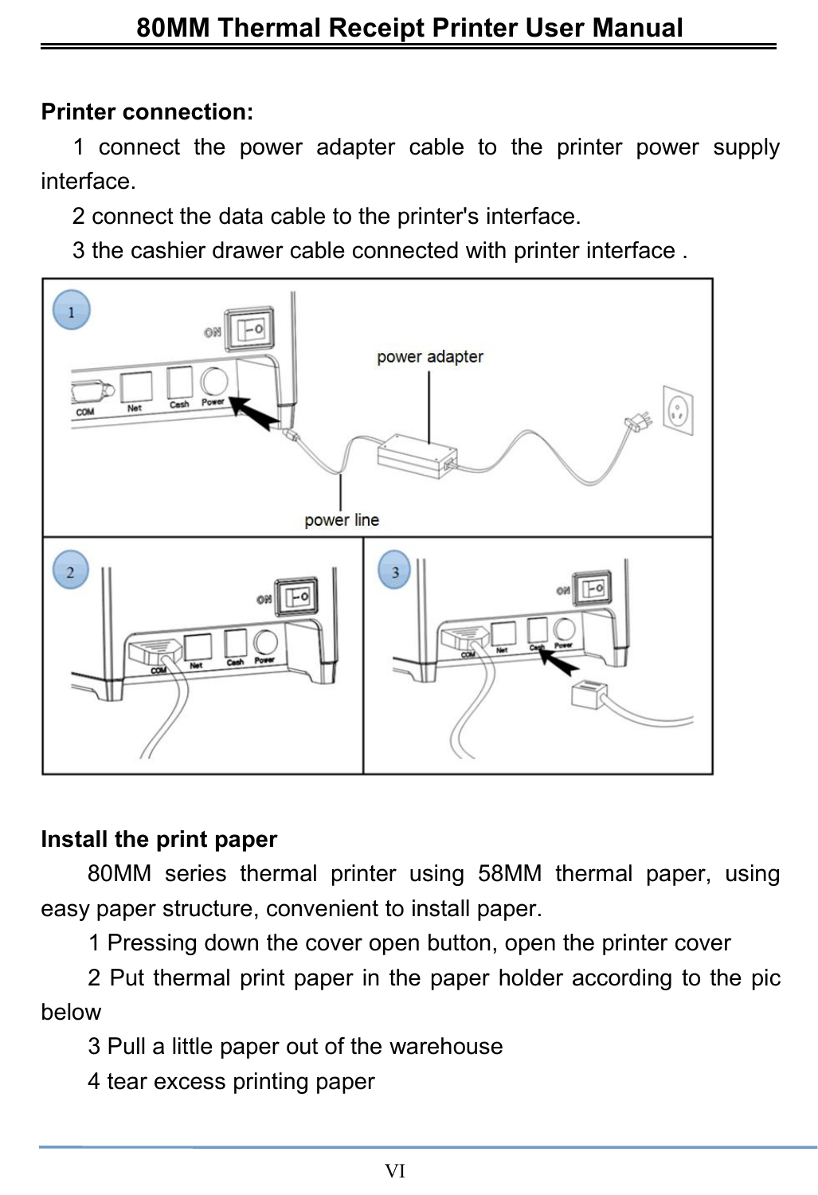**Printer connection:**

1 connect the power adapter cable to the printer power supply interface.

2 connect the data cable to the printer's interface.

3 the cashier drawer cable connected with printer interface .

**Install the print paper**

80MM series thermal printer using 58MM thermal paper, using easy paper structure, convenient to install paper.

1 Pressing down the cover open button, open the printer cover

2 Put thermal print paper in the paper holder according to the pic below

3 Pull a little paper out of the warehouse

4 tear excess printing paper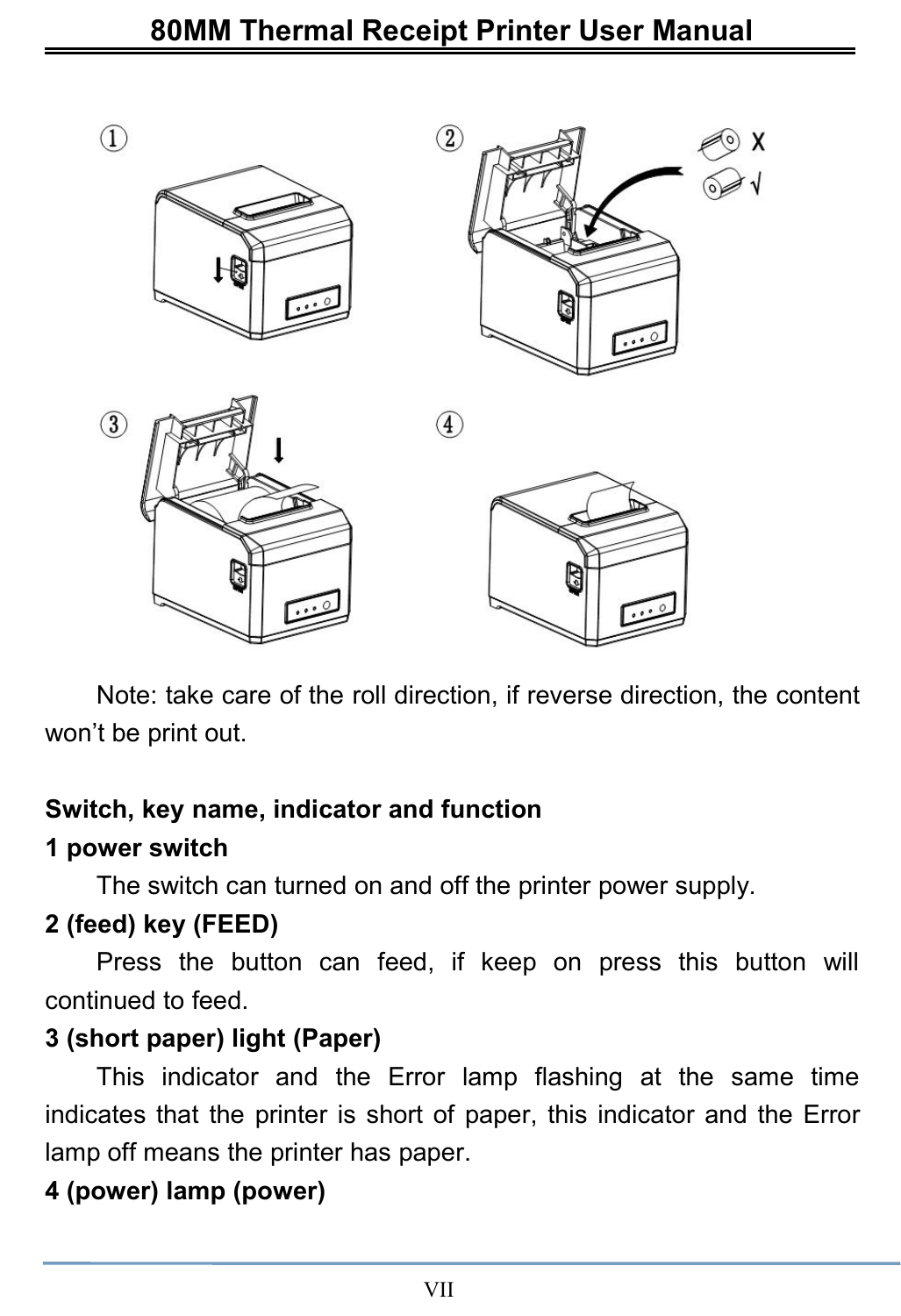Note: take care of the roll direction, if reverse direction, the content won't be print out.

**Switch, key name, indicator and function**

**1 power switch**

The switch can turned on and off the printer power supply.

**2 (feed) key (FEED)**

Press the button can feed, if keep on press this button will continued to feed.

**3 (short paper) light (Paper)**

This indicator and the Error lamp flashing at the same time indicates that the printer is short of paper, this indicator and the Error lamp off means the printer has paper.

**4 (power) lamp (power)**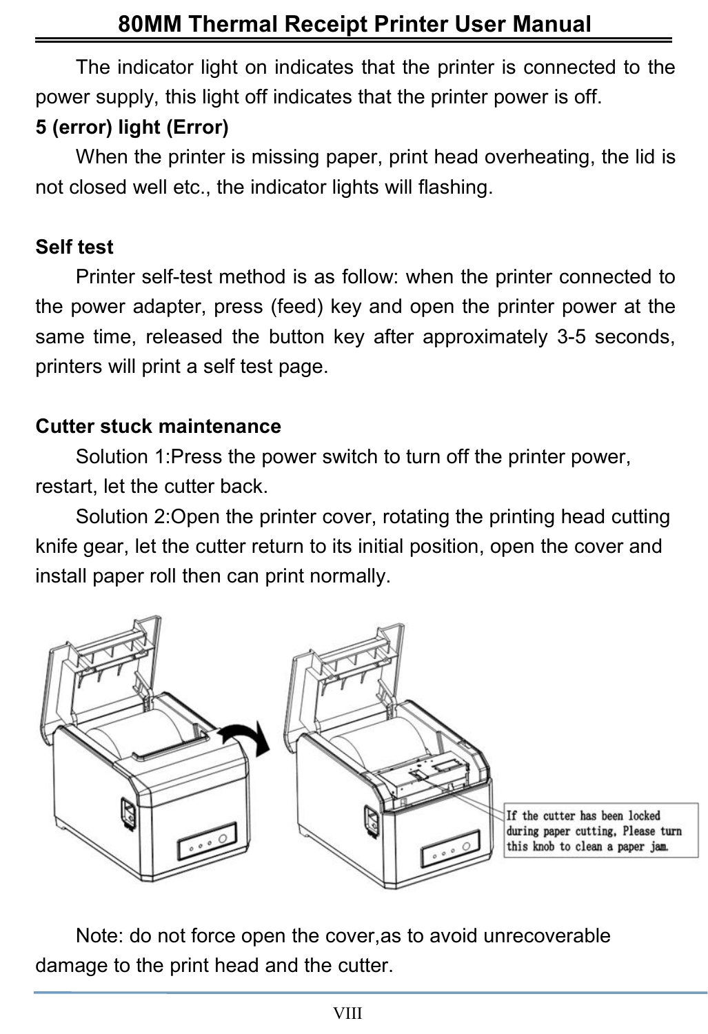The indicator light on indicates that the printer is connected to the power supply, this light off indicates that the printer power is off.

**5 (error) light (Error)**

When the printer is missing paper, print head overheating, the lid is not closed well etc., the indicator lights will flashing.

## Self test

Printer self-test method is as follow: when the printer connected to the power adapter, press (feed) key and open the printer power at the same time, released the button key after approximately 3-5 seconds, printers will print a self test page.

## Cutter stuck maintenance

Solution 1:Press the power switch to turn off the printer power, restart, let the cutter back.

Solution 2:Open the printer cover, rotating the printing head cutting knife gear, let the cutter return to its initial position, open the cover and install paper roll then can print normally.

If the cutter has been locked during paper cutting, Please turn this knob to clean a paper jam.

Note: do not force open the cover,as to avoid unrecoverable damage to the print head and the cutter.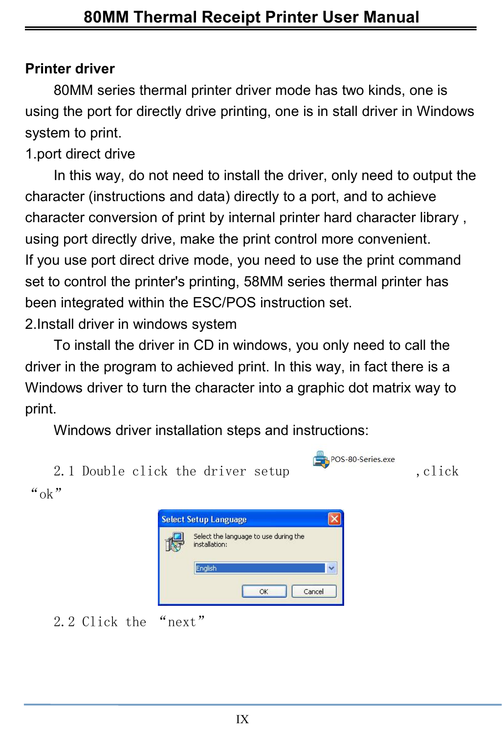**Printer driver**

80MM series thermal printer driver mode has two kinds, one is using the port for directly drive printing, one is in stall driver in Windows system to print.

1.port direct drive

In this way, do not need to install the driver, only need to output the character (instructions and data) directly to a port, and to achieve character conversion of print by internal printer hard character library , using port directly drive, make the print control more convenient.

If you use port direct drive mode, you need to use the print command set to control the printer's printing, 58MM series thermal printer has been integrated within the ESC/POS instruction set.

2.Install driver in windows system

To install the driver in CD in windows, you only need to call the driver in the program to achieved print. In this way, in fact there is a Windows driver to turn the character into a graphic dot matrix way to print.

Windows driver installation steps and instructions:

2.1 Double click the driver setup POS-80-Series.exe ,click “ok”

2.2 Click the “next”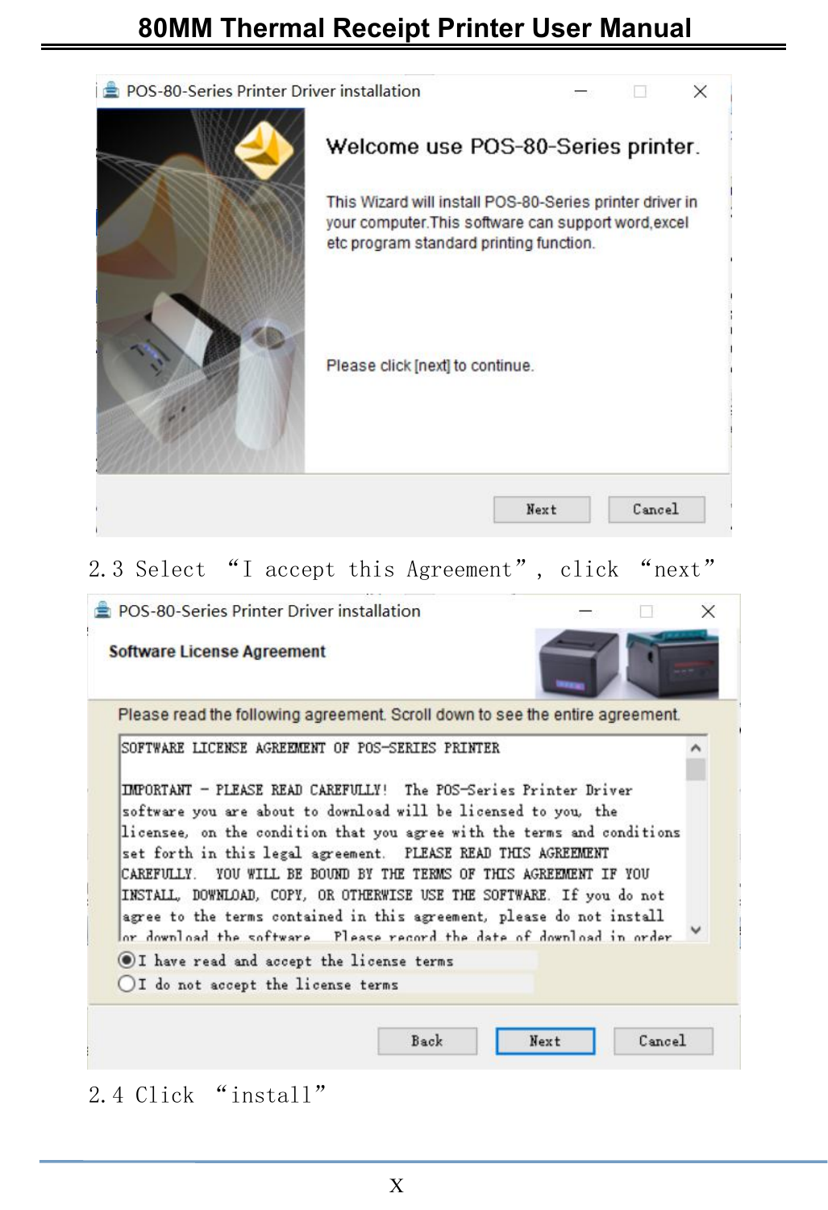2.3 Select "I accept this Agreement", click "next"

2.4 Click "install"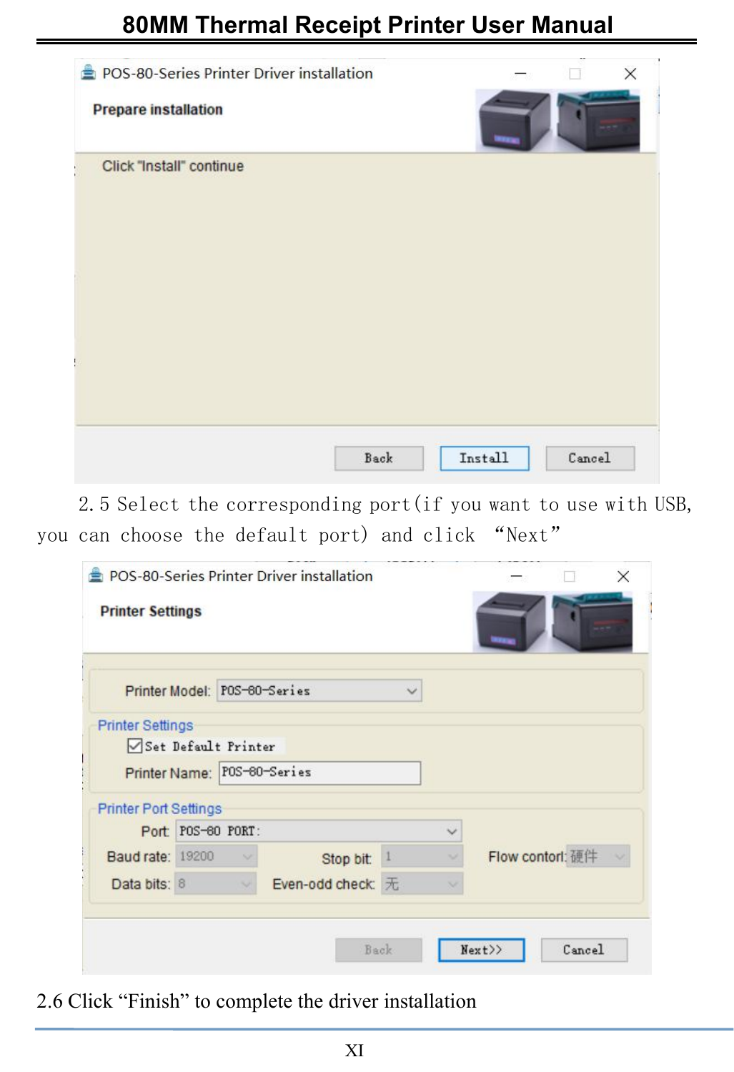2.5 Select the corresponding port(if you want to use with USB, you can choose the default port) and click "Next"

2.6 Click "Finish" to complete the driver installation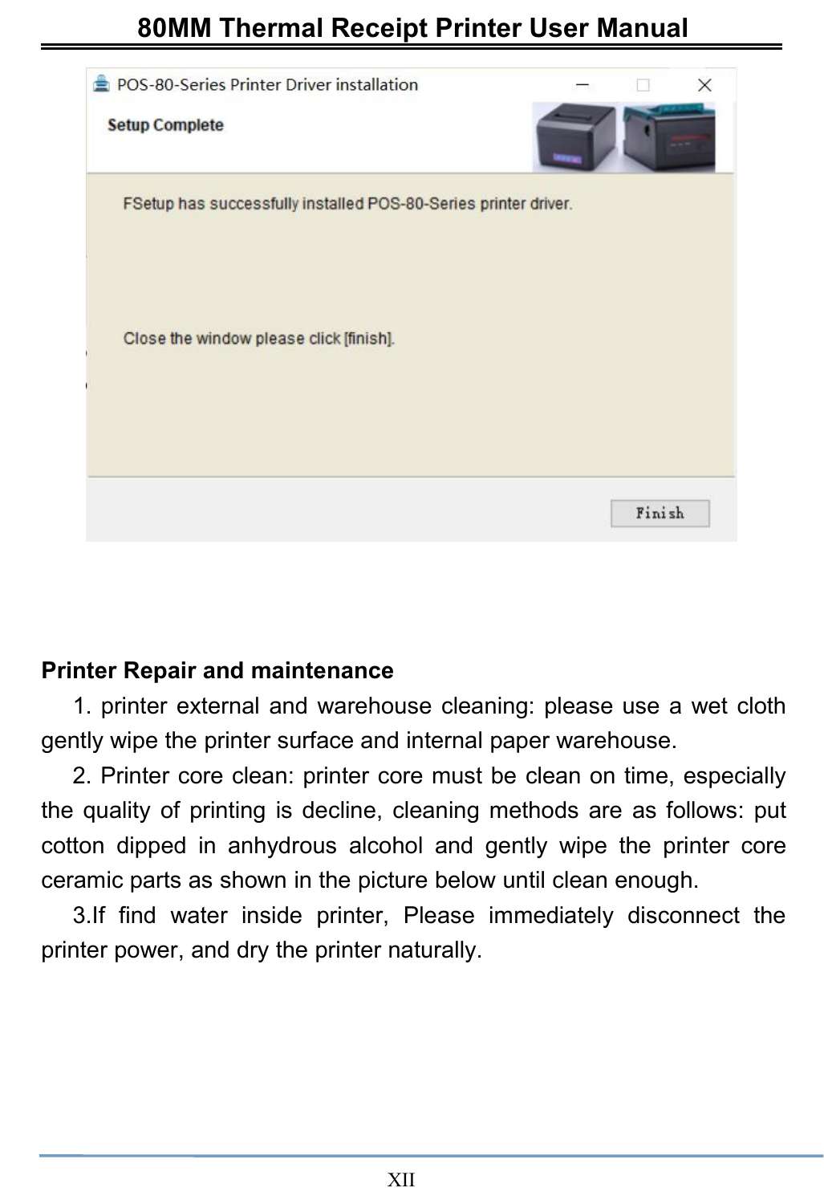## Printer Repair and maintenance

1. printer external and warehouse cleaning: please use a wet cloth gently wipe the printer surface and internal paper warehouse.

2. Printer core clean: printer core must be clean on time, especially the quality of printing is decline, cleaning methods are as follows: put cotton dipped in anhydrous alcohol and gently wipe the printer core ceramic parts as shown in the picture below until clean enough.

3.If find water inside printer, Please immediately disconnect the printer power, and dry the printer naturally.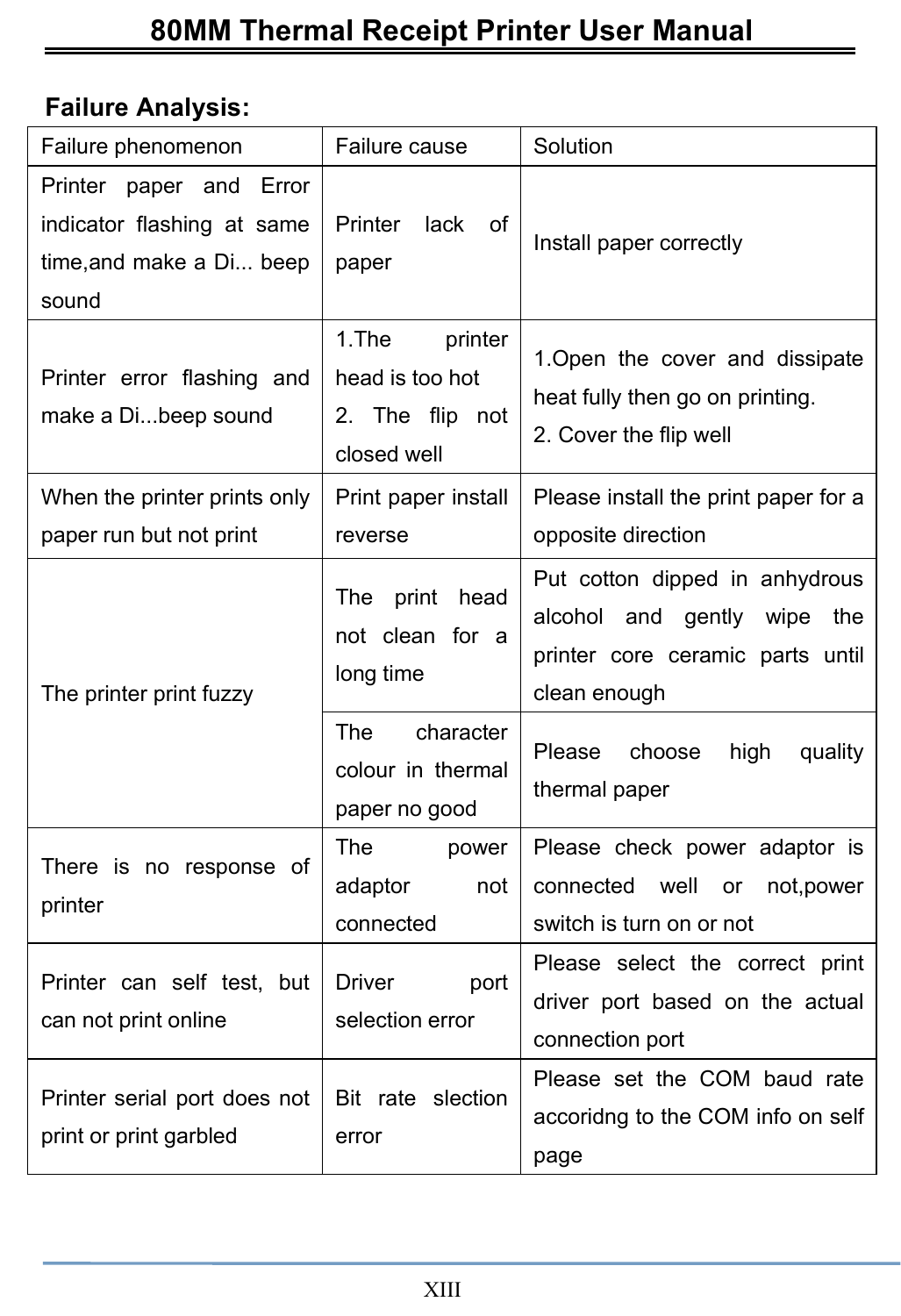**Failure Analysis:**

| Failure phenomenon | Failure cause | Solution |
|---|---|---|
| Printer paper and Error indicator flashing at same time,and make a Di... beep sound | Printer lack of paper | Install paper correctly |
| Printer error flashing and make a Di...beep sound | 1.The printer head is too hot<br>2. The flip not closed well | 1.Open the cover and dissipate heat fully then go on printing.<br>2. Cover the flip well |
| When the printer prints only paper run but not print | Print paper install reverse | Please install the print paper for a opposite direction |
| The printer print fuzzy | The print head not clean for a long time | Put cotton dipped in anhydrous alcohol and gently wipe the printer core ceramic parts until clean enough |
| | The character colour in thermal paper no good | Please choose high quality thermal paper |
| There is no response of printer | The power adaptor not connected | Please check power adaptor is connected well or not,power switch is turn on or not |
| Printer can self test, but can not print online | Driver port selection error | Please select the correct print driver port based on the actual connection port |
| Printer serial port does not print or print garbled | Bit rate slection error | Please set the COM baud rate accoridng to the COM info on self page |